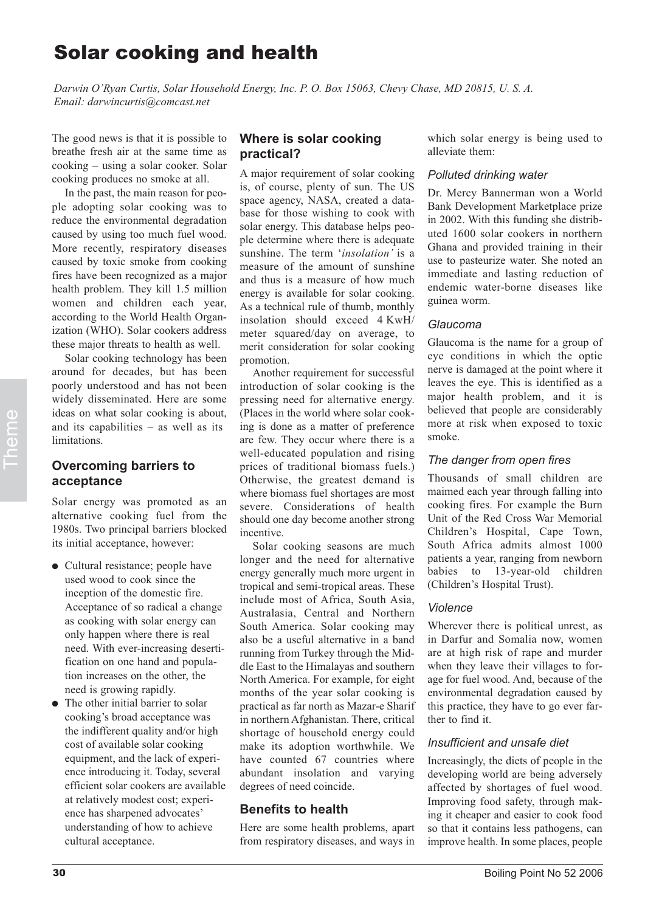# Solar cooking and health

*Darwin O'Ryan Curtis, Solar Household Energy, Inc. P. O. Box 15063, Chevy Chase, MD 20815, U. S. A. Email: darwincurtis@comcast.net*

The good news is that it is possible to breathe fresh air at the same time as cooking – using a solar cooker. Solar cooking produces no smoke at all.

In the past, the main reason for people adopting solar cooking was to reduce the environmental degradation caused by using too much fuel wood. More recently, respiratory diseases caused by toxic smoke from cooking fires have been recognized as a major health problem. They kill 1.5 million women and children each year, according to the World Health Organization (WHO). Solar cookers address these major threats to health as well.

Solar cooking technology has been around for decades, but has been poorly understood and has not been widely disseminated. Here are some ideas on what solar cooking is about, and its capabilities – as well as its limitations.

## Overcoming barriers to acceptance

Solar energy was promoted as an alternative cooking fuel from the 1980s. Two principal barriers blocked its initial acceptance, however:

- Cultural resistance; people have used wood to cook since the inception of the domestic fire. Acceptance of so radical a change as cooking with solar energy can only happen where there is real need. With ever-increasing desertification on one hand and population increases on the other, the need is growing rapidly.
- The other initial barrier to solar cooking's broad acceptance was the indifferent quality and/or high cost of available solar cooking equipment, and the lack of experience introducing it. Today, several efficient solar cookers are available at relatively modest cost; experience has sharpened advocates' understanding of how to achieve cultural acceptance.

## Where is solar cooking practical?

A major requirement of solar cooking is, of course, plenty of sun. The US space agency, NASA, created a database for those wishing to cook with solar energy. This database helps people determine where there is adequate sunshine. The term '*insolation'* is a measure of the amount of sunshine and thus is a measure of how much energy is available for solar cooking. As a technical rule of thumb, monthly insolation should exceed 4 KwH/ meter squared/day on average, to merit consideration for solar cooking promotion.

Another requirement for successful introduction of solar cooking is the pressing need for alternative energy. (Places in the world where solar cooking is done as a matter of preference are few. They occur where there is a well-educated population and rising prices of traditional biomass fuels.) Otherwise, the greatest demand is where biomass fuel shortages are most severe. Considerations of health should one day become another strong incentive.

Solar cooking seasons are much longer and the need for alternative energy generally much more urgent in tropical and semi-tropical areas. These include most of Africa, South Asia, Australasia, Central and Northern South America. Solar cooking may also be a useful alternative in a band running from Turkey through the Middle East to the Himalayas and southern North America. For example, for eight months of the year solar cooking is practical as far north as Mazar-e Sharif in northern Afghanistan. There, critical shortage of household energy could make its adoption worthwhile. We have counted 67 countries where abundant insolation and varying degrees of need coincide.

## Benefits to health

Here are some health problems, apart from respiratory diseases, and ways in which solar energy is being used to alleviate them:

### Polluted drinking water

Dr. Mercy Bannerman won a World Bank Development Marketplace prize in 2002. With this funding she distributed 1600 solar cookers in northern Ghana and provided training in their use to pasteurize water. She noted an immediate and lasting reduction of endemic water-borne diseases like guinea worm.

### Glaucoma

Glaucoma is the name for a group of eye conditions in which the optic nerve is damaged at the point where it leaves the eye. This is identified as a major health problem, and it is believed that people are considerably more at risk when exposed to toxic smoke.

### The danger from open fires

Thousands of small children are maimed each year through falling into cooking fires. For example the Burn Unit of the Red Cross War Memorial Children's Hospital, Cape Town, South Africa admits almost 1000 patients a year, ranging from newborn babies to 13-year-old children (Children's Hospital Trust).

### Violence

Wherever there is political unrest, as in Darfur and Somalia now, women are at high risk of rape and murder when they leave their villages to forage for fuel wood. And, because of the environmental degradation caused by this practice, they have to go ever farther to find it.

### Insufficient and unsafe diet

Increasingly, the diets of people in the developing world are being adversely affected by shortages of fuel wood. Improving food safety, through making it cheaper and easier to cook food so that it contains less pathogens, can improve health. In some places, people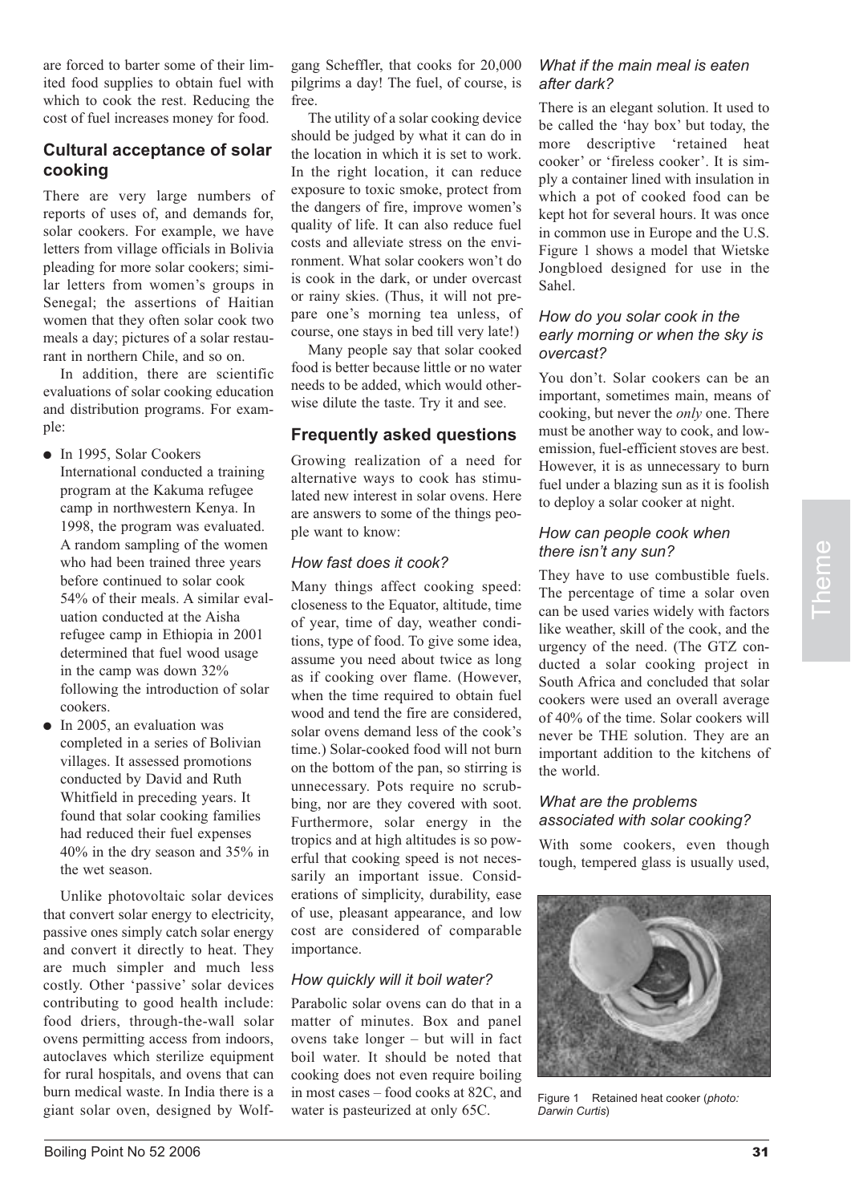are forced to barter some of their limited food supplies to obtain fuel with which to cook the rest. Reducing the cost of fuel increases money for food.

## Cultural acceptance of solar cooking

There are very large numbers of reports of uses of, and demands for, solar cookers. For example, we have letters from village officials in Bolivia pleading for more solar cookers; similar letters from women's groups in Senegal; the assertions of Haitian women that they often solar cook two meals a day; pictures of a solar restaurant in northern Chile, and so on.

In addition, there are scientific evaluations of solar cooking education and distribution programs. For example:

- In 1995, Solar Cookers International conducted a training program at the Kakuma refugee camp in northwestern Kenya. In 1998, the program was evaluated. A random sampling of the women who had been trained three years before continued to solar cook 54% of their meals. A similar evaluation conducted at the Aisha refugee camp in Ethiopia in 2001 determined that fuel wood usage in the camp was down 32% following the introduction of solar cookers.
- In 2005, an evaluation was completed in a series of Bolivian villages. It assessed promotions conducted by David and Ruth Whitfield in preceding years. It found that solar cooking families had reduced their fuel expenses 40% in the dry season and 35% in the wet season.

Unlike photovoltaic solar devices that convert solar energy to electricity, passive ones simply catch solar energy and convert it directly to heat. They are much simpler and much less costly. Other 'passive' solar devices contributing to good health include: food driers, through-the-wall solar ovens permitting access from indoors, autoclaves which sterilize equipment for rural hospitals, and ovens that can burn medical waste. In India there is a giant solar oven, designed by Wolfgang Scheffler, that cooks for 20,000 pilgrims a day! The fuel, of course, is free.

The utility of a solar cooking device should be judged by what it can do in the location in which it is set to work. In the right location, it can reduce exposure to toxic smoke, protect from the dangers of fire, improve women's quality of life. It can also reduce fuel costs and alleviate stress on the environment. What solar cookers won't do is cook in the dark, or under overcast or rainy skies. (Thus, it will not prepare one's morning tea unless, of course, one stays in bed till very late!)

Many people say that solar cooked food is better because little or no water needs to be added, which would otherwise dilute the taste. Try it and see.

## Frequently asked questions

Growing realization of a need for alternative ways to cook has stimulated new interest in solar ovens. Here are answers to some of the things people want to know:

### *How fast does it cook?*

Many things affect cooking speed: closeness to the Equator, altitude, time of year, time of day, weather conditions, type of food. To give some idea, assume you need about twice as long as if cooking over flame. (However, when the time required to obtain fuel wood and tend the fire are considered, solar ovens demand less of the cook's time.) Solar-cooked food will not burn on the bottom of the pan, so stirring is unnecessary. Pots require no scrubbing, nor are they covered with soot. Furthermore, solar energy in the tropics and at high altitudes is so powerful that cooking speed is not necessarily an important issue. Considerations of simplicity, durability, ease of use, pleasant appearance, and low cost are considered of comparable importance.

### *How quickly will it boil water?*

Parabolic solar ovens can do that in a matter of minutes. Box and panel ovens take longer – but will in fact boil water. It should be noted that cooking does not even require boiling in most cases – food cooks at 82C, and water is pasteurized at only 65C.

### *What if the main meal is eaten after dark?*

There is an elegant solution. It used to be called the 'hay box' but today, the more descriptive 'retained heat cooker' or 'fireless cooker'. It is simply a container lined with insulation in which a pot of cooked food can be kept hot for several hours. It was once in common use in Europe and the U.S. Figure 1 shows a model that Wietske Jongbloed designed for use in the Sahel.

### *How do you solar cook in the early morning or when the sky is overcast?*

You don't. Solar cookers can be an important, sometimes main, means of cooking, but never the *only* one. There must be another way to cook, and low-emission, fuel-efficient stoves are best. However, it is as unnecessary to burn fuel under a blazing sun as it is foolish to deploy a solar cooker at night.

### *How can people cook when there isn't any sun?*

They have to use combustible fuels. The percentage of time a solar oven can be used varies widely with factors like weather, skill of the cook, and the urgency of the need. (The GTZ conducted a solar cooking project in South Africa and concluded that solar cookers were used an overall average of 40% of the time. Solar cookers will never be THE solution. They are an important addition to the kitchens of the world.

### *What are the problems associated with solar cooking?*

With some cookers, even though tough, tempered glass is usually used,

Figure 1 Retained heat cooker (*photo: Darwin Curtis*)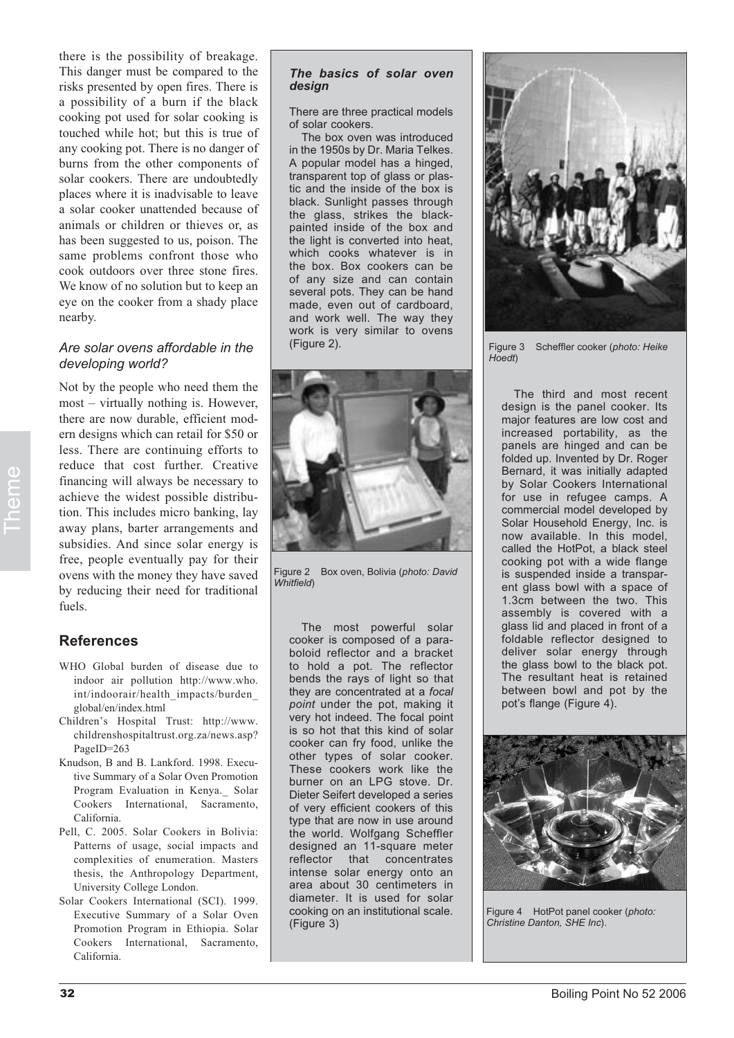there is the possibility of breakage. This danger must be compared to the risks presented by open fires. There is a possibility of a burn if the black cooking pot used for solar cooking is touched while hot; but this is true of any cooking pot. There is no danger of burns from the other components of solar cookers. There are undoubtedly places where it is inadvisable to leave a solar cooker unattended because of animals or children or thieves or, as has been suggested to us, poison. The same problems confront those who cook outdoors over three stone fires. We know of no solution but to keep an eye on the cooker from a shady place nearby.

### *Are solar ovens affordable in the developing world?*

Not by the people who need them the most – virtually nothing is. However, there are now durable, efficient modern designs which can retail for $50 or less. There are continuing efforts to reduce that cost further. Creative financing will always be necessary to achieve the widest possible distribution. This includes micro banking, lay away plans, barter arrangements and subsidies. And since solar energy is free, people eventually pay for their ovens with the money they have saved by reducing their need for traditional fuels.

## References

- WHO Global burden of disease due to indoor air pollution http://www.who.int/indoorair/health_impacts/burden_global/en/index.html
- Children's Hospital Trust: http://www.childrenshospitaltrust.org.za/news.asp?PageID=263
- Knudson, B and B. Lankford. 1998. Executive Summary of a Solar Oven Promotion Program Evaluation in Kenya._ Solar Cookers International, Sacramento, California.
- Pell, C. 2005. Solar Cookers in Bolivia: Patterns of usage, social impacts and complexities of enumeration. Masters thesis, the Anthropology Department, University College London.
- Solar Cookers International (SCI). 1999. Executive Summary of a Solar Oven Promotion Program in Ethiopia. Solar Cookers International, Sacramento, California.

### *The basics of solar oven design*

There are three practical models of solar cookers.

The box oven was introduced in the 1950s by Dr. Maria Telkes. A popular model has a hinged, transparent top of glass or plastic and the inside of the box is black. Sunlight passes through the glass, strikes the black-painted inside of the box and the light is converted into heat, which cooks whatever is in the box. Box cookers can be of any size and can contain several pots. They can be hand made, even out of cardboard, and work well. The way they work is very similar to ovens (Figure 2).

Figure 2 Box oven, Bolivia (*photo: David Whitfield*)

The most powerful solar cooker is composed of a paraboloid reflector and a bracket to hold a pot. The reflector bends the rays of light so that they are concentrated at a *focal point* under the pot, making it very hot indeed. The focal point is so hot that this kind of solar cooker can fry food, unlike the other types of solar cooker. These cookers work like the burner on an LPG stove. Dr. Dieter Seifert developed a series of very efficient cookers of this type that are now in use around the world. Wolfgang Scheffler designed an 11-square meter reflector that concentrates intense solar energy onto an area about 30 centimeters in diameter. It is used for solar cooking on an institutional scale. (Figure 3)

Figure 3 Scheffler cooker (*photo: Heike Hoedt*)

The third and most recent design is the panel cooker. Its major features are low cost and increased portability, as the panels are hinged and can be folded up. Invented by Dr. Roger Bernard, it was initially adapted by Solar Cookers International for use in refugee camps. A commercial model developed by Solar Household Energy, Inc. is now available. In this model, called the HotPot, a black steel cooking pot with a wide flange is suspended inside a transparent glass bowl with a space of 1.3cm between the two. This assembly is covered with a glass lid and placed in front of a foldable reflector designed to deliver solar energy through the glass bowl to the black pot. The resultant heat is retained between bowl and pot by the pot's flange (Figure 4).

Figure 4 HotPot panel cooker (*photo: Christine Danton, SHE Inc*).